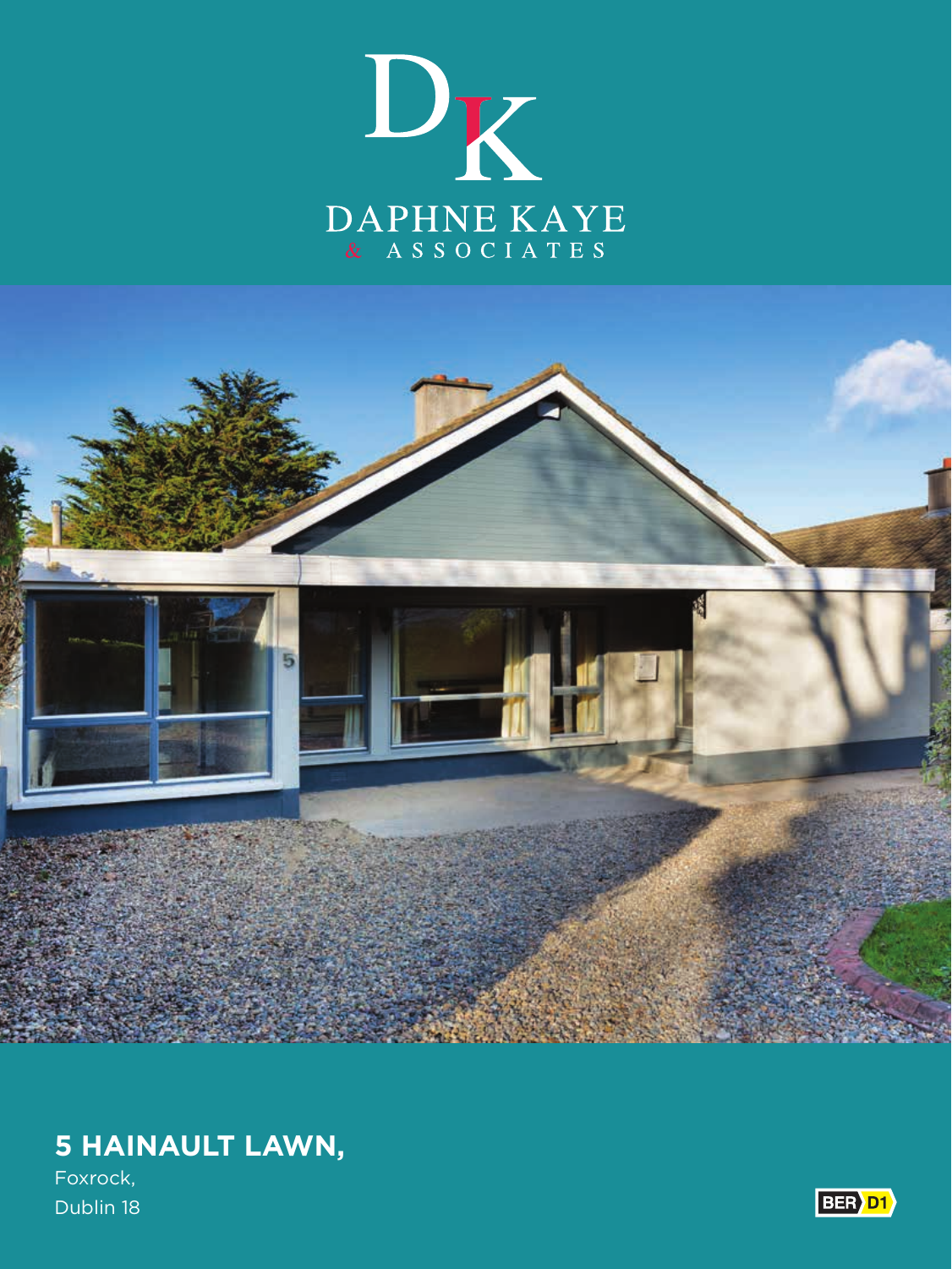DK

DAPHNE KAYE
& ASSOCIATES

**5 HAINAULT LAWN,**

Foxrock,
Dublin 18

BER D1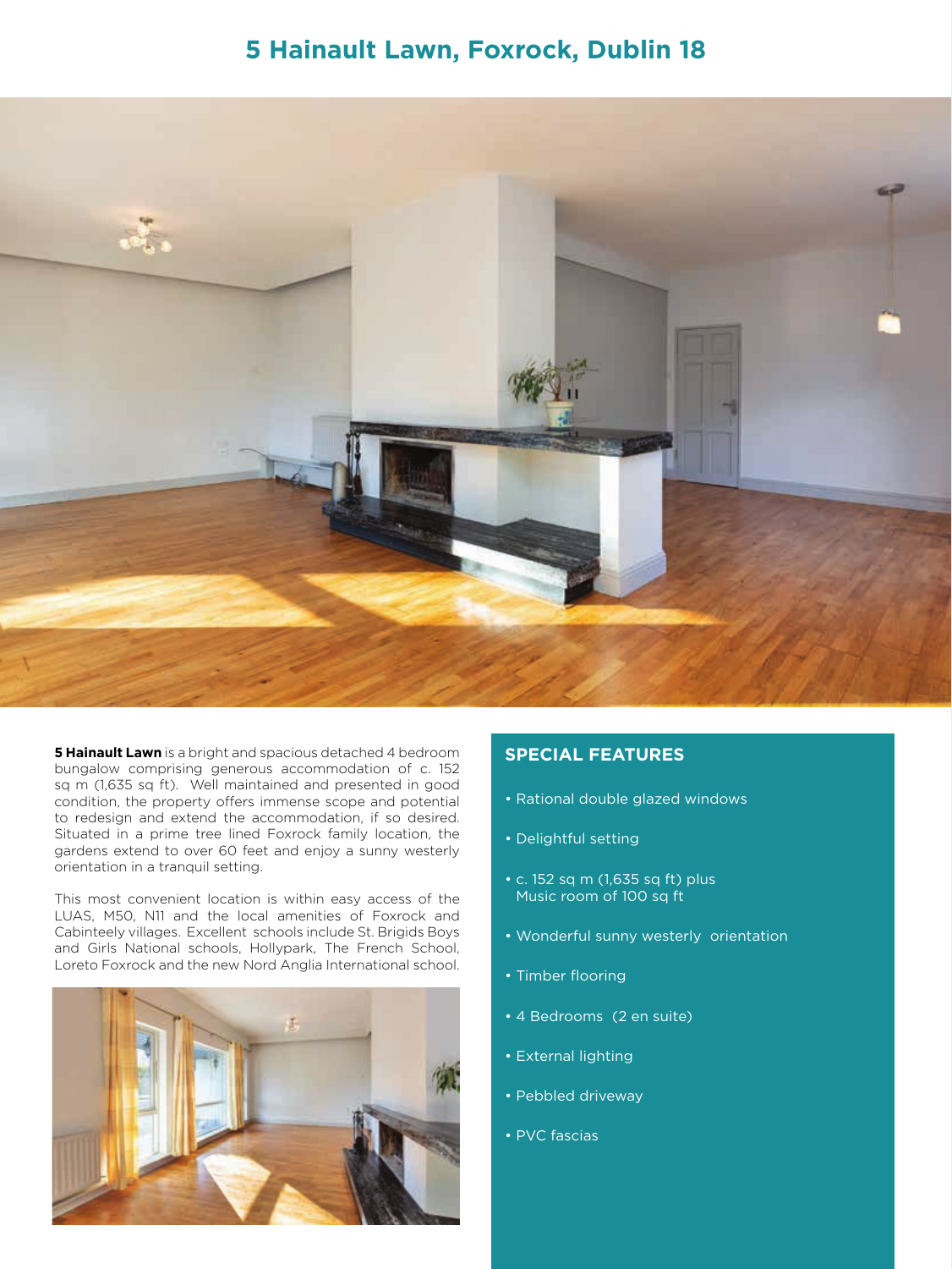# 5 Hainault Lawn, Foxrock, Dublin 18

**5 Hainault Lawn** is a bright and spacious detached 4 bedroom bungalow comprising generous accommodation of c. 152 sq m (1,635 sq ft). Well maintained and presented in good condition, the property offers immense scope and potential to redesign and extend the accommodation, if so desired. Situated in a prime tree lined Foxrock family location, the gardens extend to over 60 feet and enjoy a sunny westerly orientation in a tranquil setting.

This most convenient location is within easy access of the LUAS, M50, N11 and the local amenities of Foxrock and Cabinteely villages. Excellent schools include St. Brigids Boys and Girls National schools, Hollypark, The French School, Loreto Foxrock and the new Nord Anglia International school.

## SPECIAL FEATURES

- Rational double glazed windows
- Delightful setting
- c. 152 sq m (1,635 sq ft) plus Music room of 100 sq ft
- Wonderful sunny westerly orientation
- Timber flooring
- 4 Bedrooms (2 en suite)
- External lighting
- Pebbled driveway
- PVC fascias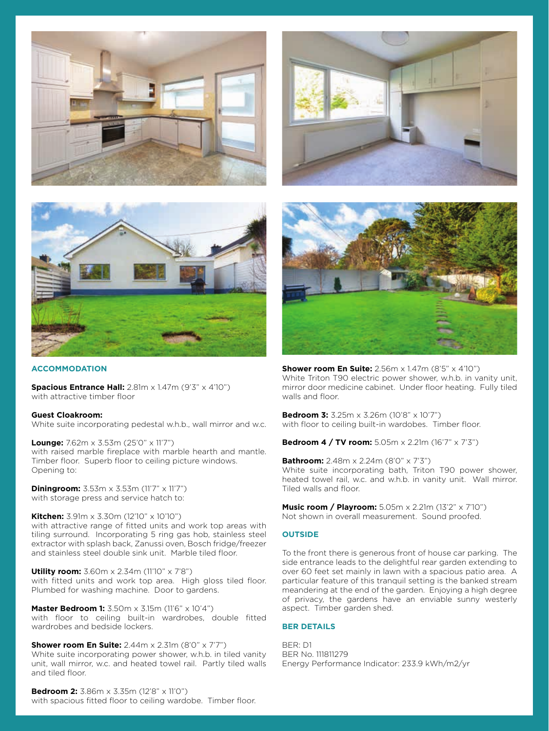## ACCOMMODATION

**Spacious Entrance Hall:** 2.81m x 1.47m (9'3" x 4'10")
with attractive timber floor

**Guest Cloakroom:**
White suite incorporating pedestal w.h.b., wall mirror and w.c.

**Lounge:** 7.62m x 3.53m (25'0" x 11'7")
with raised marble fireplace with marble hearth and mantle. Timber floor. Superb floor to ceiling picture windows. Opening to:

**Diningroom:** 3.53m x 3.53m (11'7" x 11'7")
with storage press and service hatch to:

**Kitchen:** 3.91m x 3.30m (12'10" x 10'10")
with attractive range of fitted units and work top areas with tiling surround. Incorporating 5 ring gas hob, stainless steel extractor with splash back, Zanussi oven, Bosch fridge/freezer and stainless steel double sink unit. Marble tiled floor.

**Utility room:** 3.60m x 2.34m (11'10" x 7'8")
with fitted units and work top area. High gloss tiled floor. Plumbed for washing machine. Door to gardens.

**Master Bedroom 1:** 3.50m x 3.15m (11'6" x 10'4")
with floor to ceiling built-in wardrobes, double fitted wardrobes and bedside lockers.

**Shower room En Suite:** 2.44m x 2.31m (8'0" x 7'7")
White suite incorporating power shower, w.h.b. in tiled vanity unit, wall mirror, w.c. and heated towel rail. Partly tiled walls and tiled floor.

**Bedroom 2:** 3.86m x 3.35m (12'8" x 11'0")
with spacious fitted floor to ceiling wardobe. Timber floor.

**Shower room En Suite:** 2.56m x 1.47m (8'5" x 4'10")
White Triton T90 electric power shower, w.h.b. in vanity unit, mirror door medicine cabinet. Under floor heating. Fully tiled walls and floor.

**Bedroom 3:** 3.25m x 3.26m (10'8" x 10'7")
with floor to ceiling built-in wardobes. Timber floor.

**Bedroom 4 / TV room:** 5.05m x 2.21m (16'7" x 7'3")

**Bathroom:** 2.48m x 2.24m (8'0" x 7'3")
White suite incorporating bath, Triton T90 power shower, heated towel rail, w.c. and w.h.b. in vanity unit. Wall mirror. Tiled walls and floor.

**Music room / Playroom:** 5.05m x 2.21m (13'2" x 7'10")
Not shown in overall measurement. Sound proofed.

## OUTSIDE

To the front there is generous front of house car parking. The side entrance leads to the delightful rear garden extending to over 60 feet set mainly in lawn with a spacious patio area. A particular feature of this tranquil setting is the banked stream meandering at the end of the garden. Enjoying a high degree of privacy, the gardens have an enviable sunny westerly aspect. Timber garden shed.

## BER DETAILS

BER: D1
BER No. 111811279
Energy Performance Indicator: 233.9 kWh/m2/yr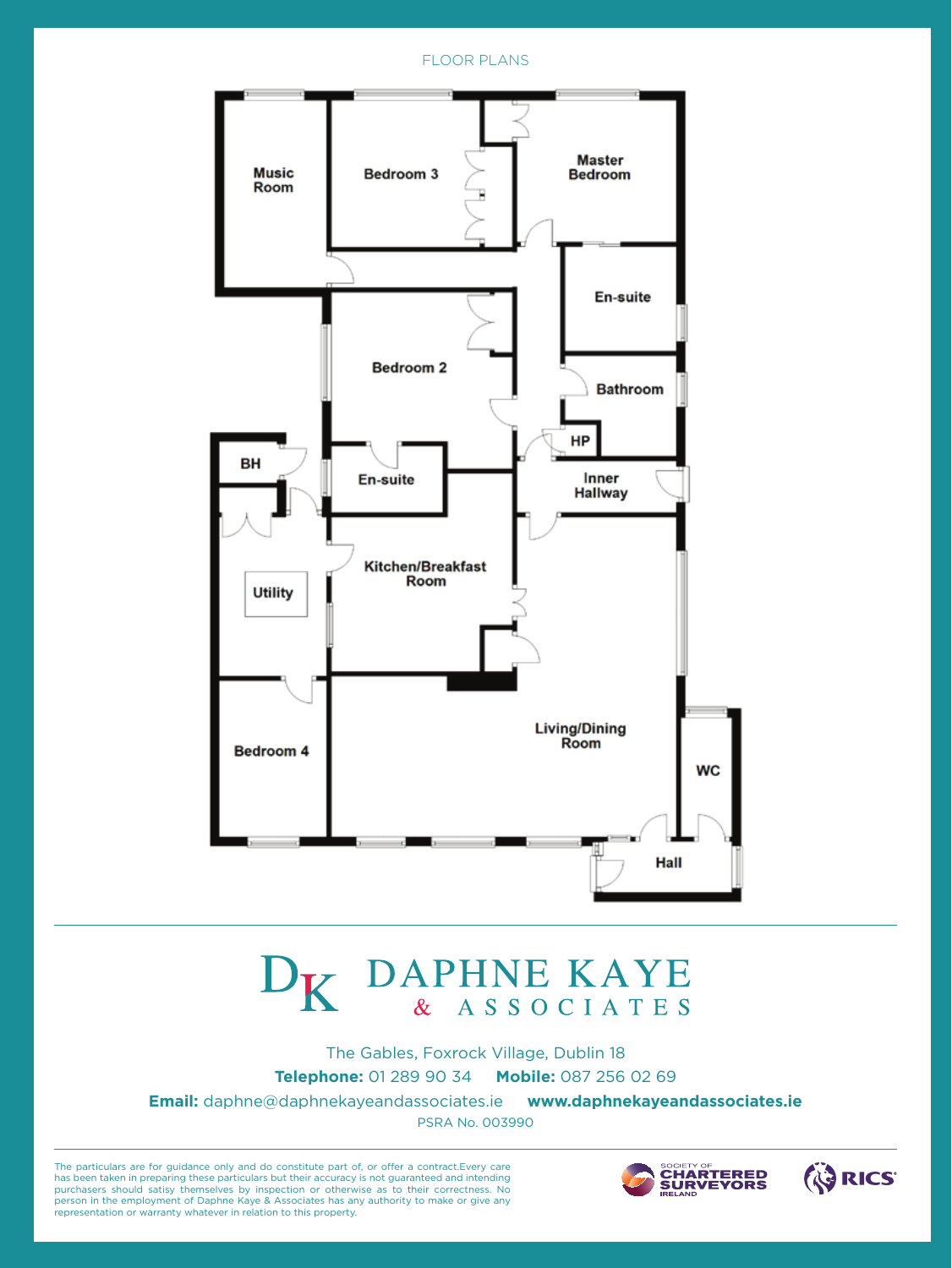FLOOR PLANS

Music Room

Bedroom 3

Master Bedroom

En-suite

Bedroom 2

Bathroom

HP

BH

En-suite

Inner Hallway

Utility

Kitchen/Breakfast Room

Living/Dining Room

Bedroom 4

WC

Hall

DK DAPHNE KAYE & ASSOCIATES

The Gables, Foxrock Village, Dublin 18

**Telephone:** 01 289 90 34 **Mobile:** 087 256 02 69

**Email:** daphne@daphnekayeandassociates.ie **www.daphnekayeandassociates.ie**

PSRA No. 003990

The particulars are for guidance only and do constitute part of, or offer a contract.Every care has been taken in preparing these particulars but their accuracy is not guaranteed and intending purchasers should satisy themselves by inspection or otherwise as to their correctness. No person in the employment of Daphne Kaye & Associates has any authority to make or give any representation or warranty whatever in relation to this property.

SOCIETY OF CHARTERED SURVEYORS IRELAND

RICS